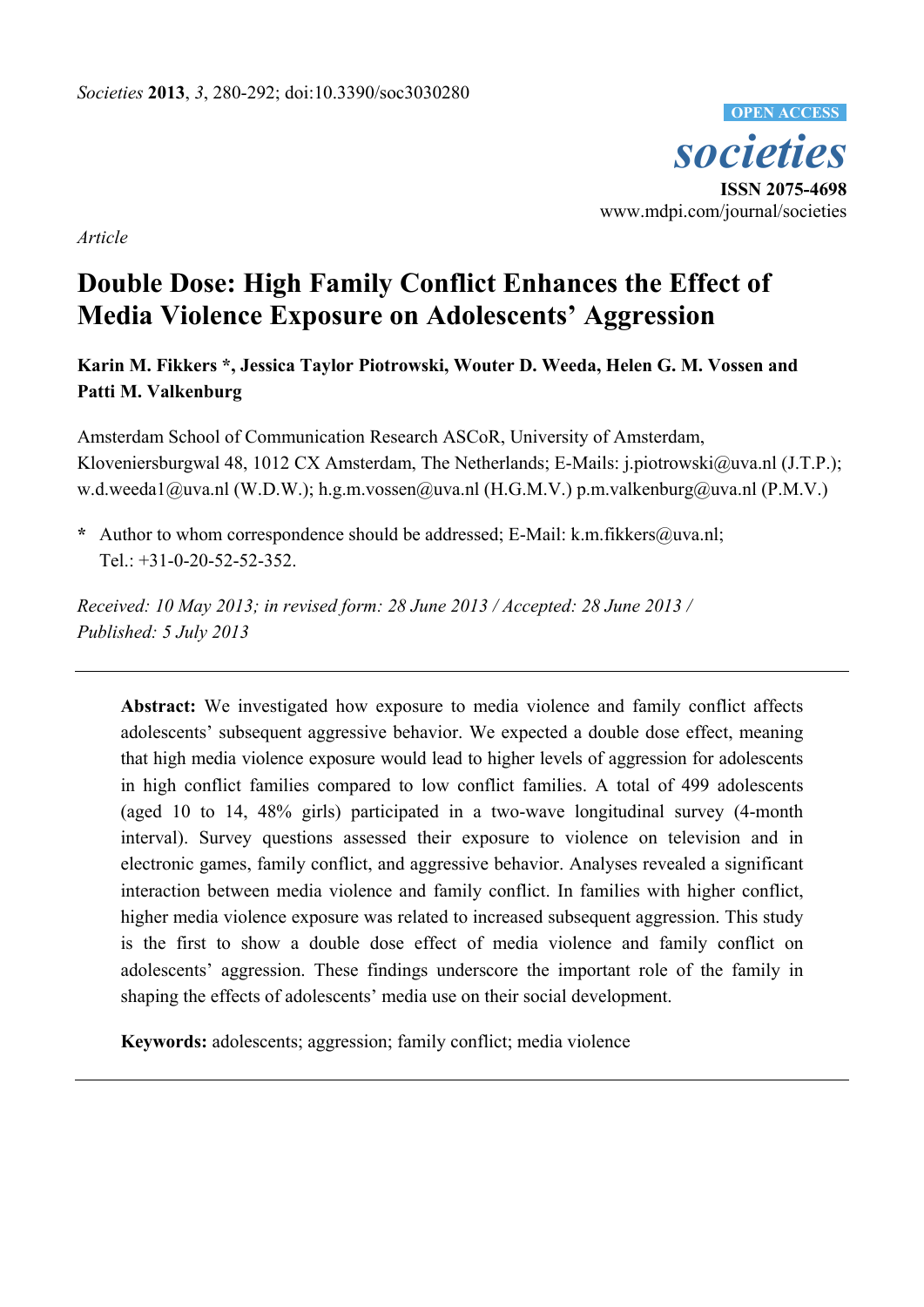*Article*

# Double Dose: High Family Conflict Enhances the Effect of Media Violence Exposure on Adolescents' Aggression

**Karin M. Fikkers \*, Jessica Taylor Piotrowski, Wouter D. Weeda, Helen G. M. Vossen and Patti M. Valkenburg**

Amsterdam School of Communication Research ASCoR, University of Amsterdam, Kloveniersburgwal 48, 1012 CX Amsterdam, The Netherlands; E-Mails: j.piotrowski@uva.nl (J.T.P.); w.d.weeda1@uva.nl (W.D.W.); h.g.m.vossen@uva.nl (H.G.M.V.) p.m.valkenburg@uva.nl (P.M.V.)

**\*** Author to whom correspondence should be addressed; E-Mail: k.m.fikkers@uva.nl; Tel.: +31-0-20-52-52-352.

*Received: 10 May 2013; in revised form: 28 June 2013 / Accepted: 28 June 2013 / Published: 5 July 2013*

---

**Abstract:** We investigated how exposure to media violence and family conflict affects adolescents' subsequent aggressive behavior. We expected a double dose effect, meaning that high media violence exposure would lead to higher levels of aggression for adolescents in high conflict families compared to low conflict families. A total of 499 adolescents (aged 10 to 14, 48% girls) participated in a two-wave longitudinal survey (4-month interval). Survey questions assessed their exposure to violence on television and in electronic games, family conflict, and aggressive behavior. Analyses revealed a significant interaction between media violence and family conflict. In families with higher conflict, higher media violence exposure was related to increased subsequent aggression. This study is the first to show a double dose effect of media violence and family conflict on adolescents' aggression. These findings underscore the important role of the family in shaping the effects of adolescents' media use on their social development.

**Keywords:** adolescents; aggression; family conflict; media violence

---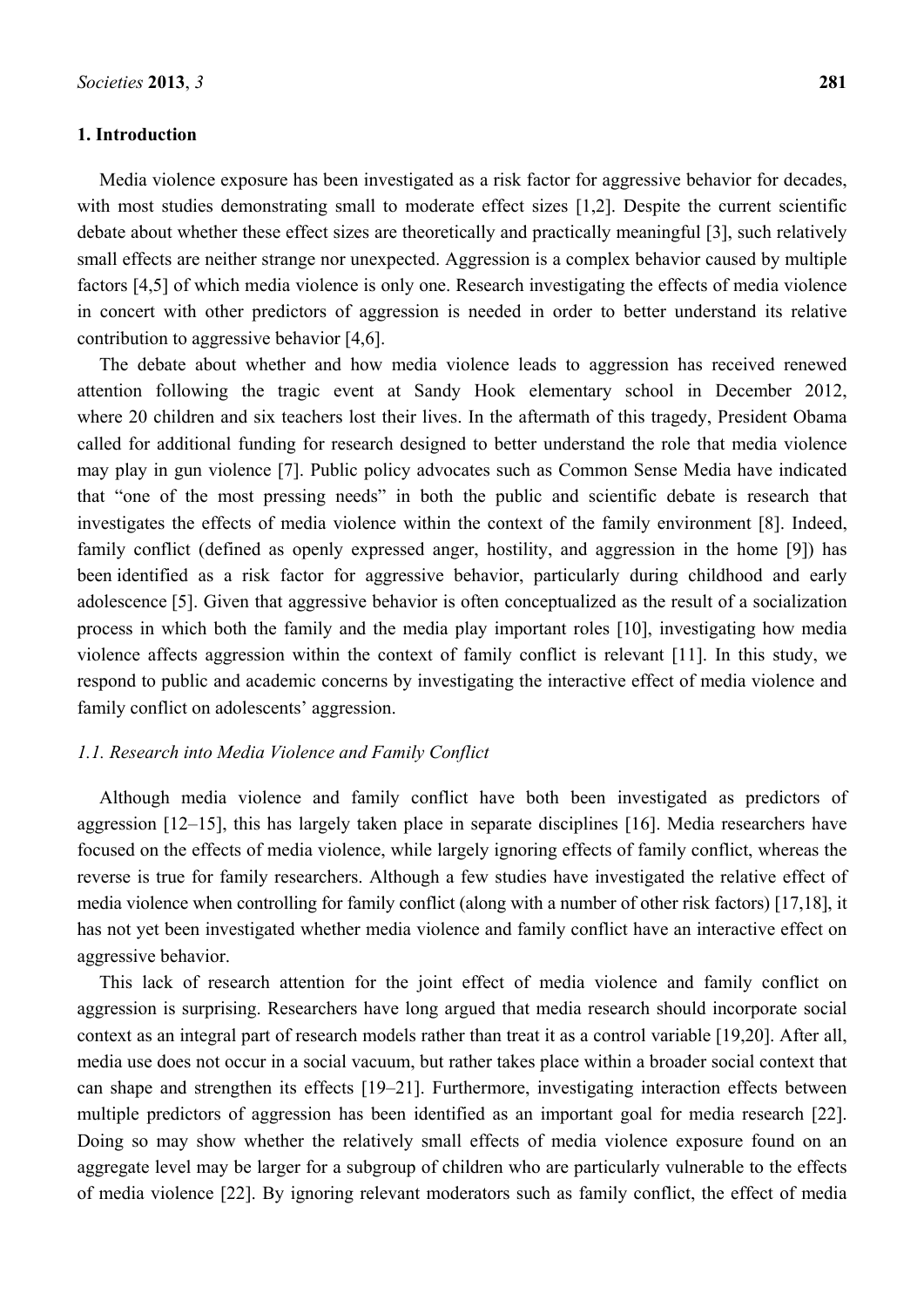## 1. Introduction

Media violence exposure has been investigated as a risk factor for aggressive behavior for decades, with most studies demonstrating small to moderate effect sizes [1,2]. Despite the current scientific debate about whether these effect sizes are theoretically and practically meaningful [3], such relatively small effects are neither strange nor unexpected. Aggression is a complex behavior caused by multiple factors [4,5] of which media violence is only one. Research investigating the effects of media violence in concert with other predictors of aggression is needed in order to better understand its relative contribution to aggressive behavior [4,6].

The debate about whether and how media violence leads to aggression has received renewed attention following the tragic event at Sandy Hook elementary school in December 2012, where 20 children and six teachers lost their lives. In the aftermath of this tragedy, President Obama called for additional funding for research designed to better understand the role that media violence may play in gun violence [7]. Public policy advocates such as Common Sense Media have indicated that "one of the most pressing needs" in both the public and scientific debate is research that investigates the effects of media violence within the context of the family environment [8]. Indeed, family conflict (defined as openly expressed anger, hostility, and aggression in the home [9]) has been identified as a risk factor for aggressive behavior, particularly during childhood and early adolescence [5]. Given that aggressive behavior is often conceptualized as the result of a socialization process in which both the family and the media play important roles [10], investigating how media violence affects aggression within the context of family conflict is relevant [11]. In this study, we respond to public and academic concerns by investigating the interactive effect of media violence and family conflict on adolescents' aggression.

### *1.1. Research into Media Violence and Family Conflict*

Although media violence and family conflict have both been investigated as predictors of aggression [12–15], this has largely taken place in separate disciplines [16]. Media researchers have focused on the effects of media violence, while largely ignoring effects of family conflict, whereas the reverse is true for family researchers. Although a few studies have investigated the relative effect of media violence when controlling for family conflict (along with a number of other risk factors) [17,18], it has not yet been investigated whether media violence and family conflict have an interactive effect on aggressive behavior.

This lack of research attention for the joint effect of media violence and family conflict on aggression is surprising. Researchers have long argued that media research should incorporate social context as an integral part of research models rather than treat it as a control variable [19,20]. After all, media use does not occur in a social vacuum, but rather takes place within a broader social context that can shape and strengthen its effects [19–21]. Furthermore, investigating interaction effects between multiple predictors of aggression has been identified as an important goal for media research [22]. Doing so may show whether the relatively small effects of media violence exposure found on an aggregate level may be larger for a subgroup of children who are particularly vulnerable to the effects of media violence [22]. By ignoring relevant moderators such as family conflict, the effect of media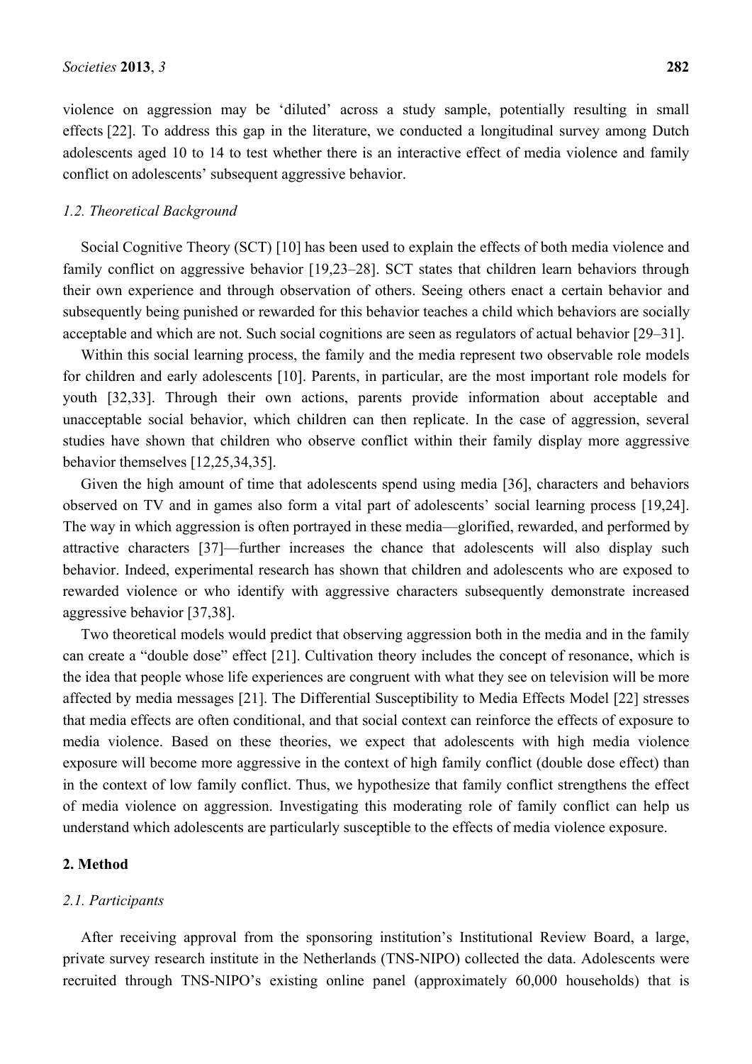violence on aggression may be 'diluted' across a study sample, potentially resulting in small effects [22]. To address this gap in the literature, we conducted a longitudinal survey among Dutch adolescents aged 10 to 14 to test whether there is an interactive effect of media violence and family conflict on adolescents' subsequent aggressive behavior.

### *1.2. Theoretical Background*

Social Cognitive Theory (SCT) [10] has been used to explain the effects of both media violence and family conflict on aggressive behavior [19,23–28]. SCT states that children learn behaviors through their own experience and through observation of others. Seeing others enact a certain behavior and subsequently being punished or rewarded for this behavior teaches a child which behaviors are socially acceptable and which are not. Such social cognitions are seen as regulators of actual behavior [29–31].

Within this social learning process, the family and the media represent two observable role models for children and early adolescents [10]. Parents, in particular, are the most important role models for youth [32,33]. Through their own actions, parents provide information about acceptable and unacceptable social behavior, which children can then replicate. In the case of aggression, several studies have shown that children who observe conflict within their family display more aggressive behavior themselves [12,25,34,35].

Given the high amount of time that adolescents spend using media [36], characters and behaviors observed on TV and in games also form a vital part of adolescents' social learning process [19,24]. The way in which aggression is often portrayed in these media—glorified, rewarded, and performed by attractive characters [37]—further increases the chance that adolescents will also display such behavior. Indeed, experimental research has shown that children and adolescents who are exposed to rewarded violence or who identify with aggressive characters subsequently demonstrate increased aggressive behavior [37,38].

Two theoretical models would predict that observing aggression both in the media and in the family can create a "double dose" effect [21]. Cultivation theory includes the concept of resonance, which is the idea that people whose life experiences are congruent with what they see on television will be more affected by media messages [21]. The Differential Susceptibility to Media Effects Model [22] stresses that media effects are often conditional, and that social context can reinforce the effects of exposure to media violence. Based on these theories, we expect that adolescents with high media violence exposure will become more aggressive in the context of high family conflict (double dose effect) than in the context of low family conflict. Thus, we hypothesize that family conflict strengthens the effect of media violence on aggression. Investigating this moderating role of family conflict can help us understand which adolescents are particularly susceptible to the effects of media violence exposure.

## 2. Method

### *2.1. Participants*

After receiving approval from the sponsoring institution's Institutional Review Board, a large, private survey research institute in the Netherlands (TNS-NIPO) collected the data. Adolescents were recruited through TNS-NIPO's existing online panel (approximately 60,000 households) that is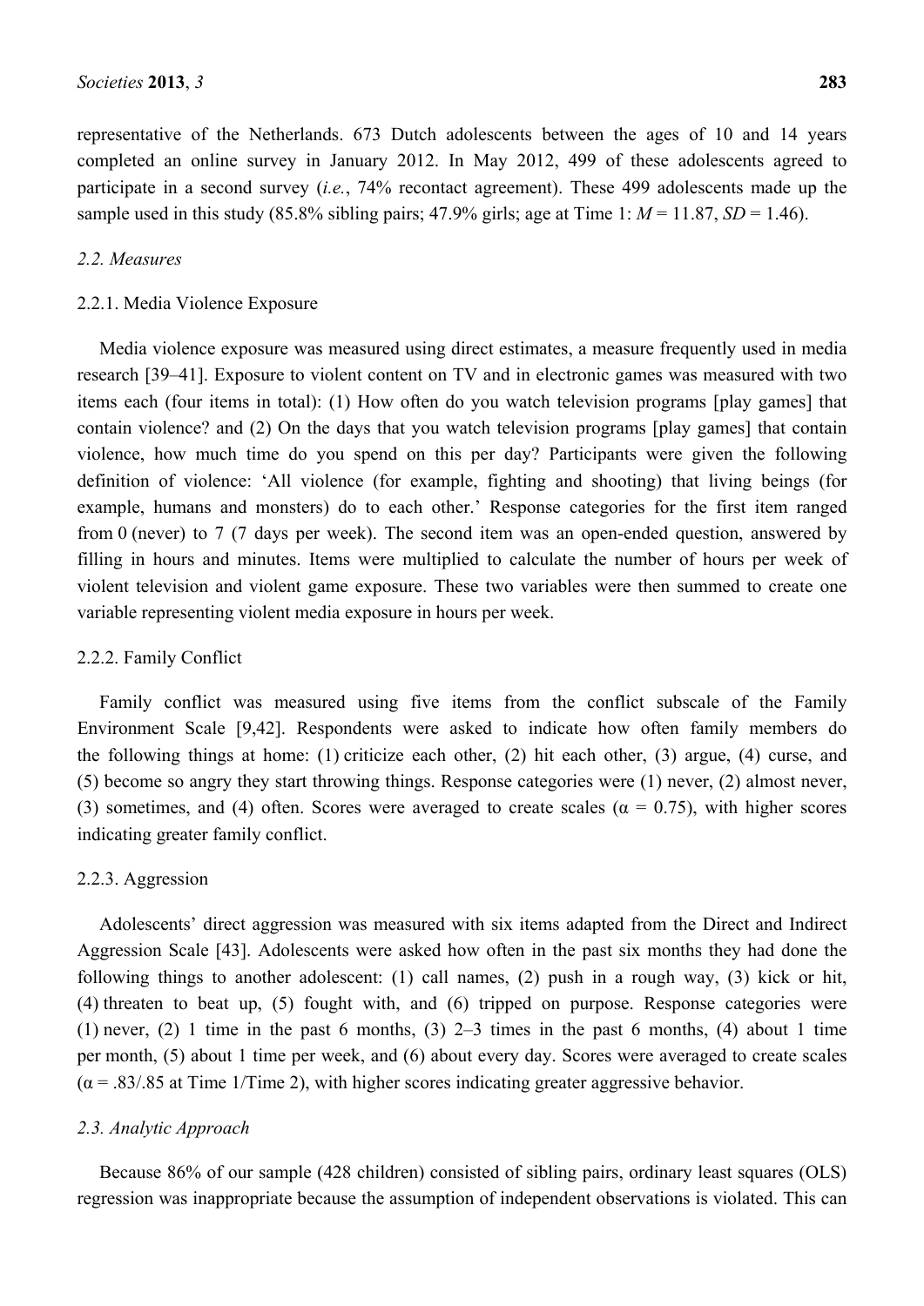representative of the Netherlands. 673 Dutch adolescents between the ages of 10 and 14 years completed an online survey in January 2012. In May 2012, 499 of these adolescents agreed to participate in a second survey (*i.e.*, 74% recontact agreement). These 499 adolescents made up the sample used in this study (85.8% sibling pairs; 47.9% girls; age at Time 1: $M = 11.87$, $SD = 1.46$).

### 2.2. Measures

#### 2.2.1. Media Violence Exposure

Media violence exposure was measured using direct estimates, a measure frequently used in media research [39–41]. Exposure to violent content on TV and in electronic games was measured with two items each (four items in total): (1) How often do you watch television programs [play games] that contain violence? and (2) On the days that you watch television programs [play games] that contain violence, how much time do you spend on this per day? Participants were given the following definition of violence: 'All violence (for example, fighting and shooting) that living beings (for example, humans and monsters) do to each other.' Response categories for the first item ranged from 0 (never) to 7 (7 days per week). The second item was an open-ended question, answered by filling in hours and minutes. Items were multiplied to calculate the number of hours per week of violent television and violent game exposure. These two variables were then summed to create one variable representing violent media exposure in hours per week.

#### 2.2.2. Family Conflict

Family conflict was measured using five items from the conflict subscale of the Family Environment Scale [9,42]. Respondents were asked to indicate how often family members do the following things at home: (1) criticize each other, (2) hit each other, (3) argue, (4) curse, and (5) become so angry they start throwing things. Response categories were (1) never, (2) almost never, (3) sometimes, and (4) often. Scores were averaged to create scales ($\alpha = 0.75$), with higher scores indicating greater family conflict.

#### 2.2.3. Aggression

Adolescents' direct aggression was measured with six items adapted from the Direct and Indirect Aggression Scale [43]. Adolescents were asked how often in the past six months they had done the following things to another adolescent: (1) call names, (2) push in a rough way, (3) kick or hit, (4) threaten to beat up, (5) fought with, and (6) tripped on purpose. Response categories were (1) never, (2) 1 time in the past 6 months, (3) 2–3 times in the past 6 months, (4) about 1 time per month, (5) about 1 time per week, and (6) about every day. Scores were averaged to create scales ($\alpha = .83/.85$ at Time 1/Time 2), with higher scores indicating greater aggressive behavior.

### 2.3. Analytic Approach

Because 86% of our sample (428 children) consisted of sibling pairs, ordinary least squares (OLS) regression was inappropriate because the assumption of independent observations is violated. This can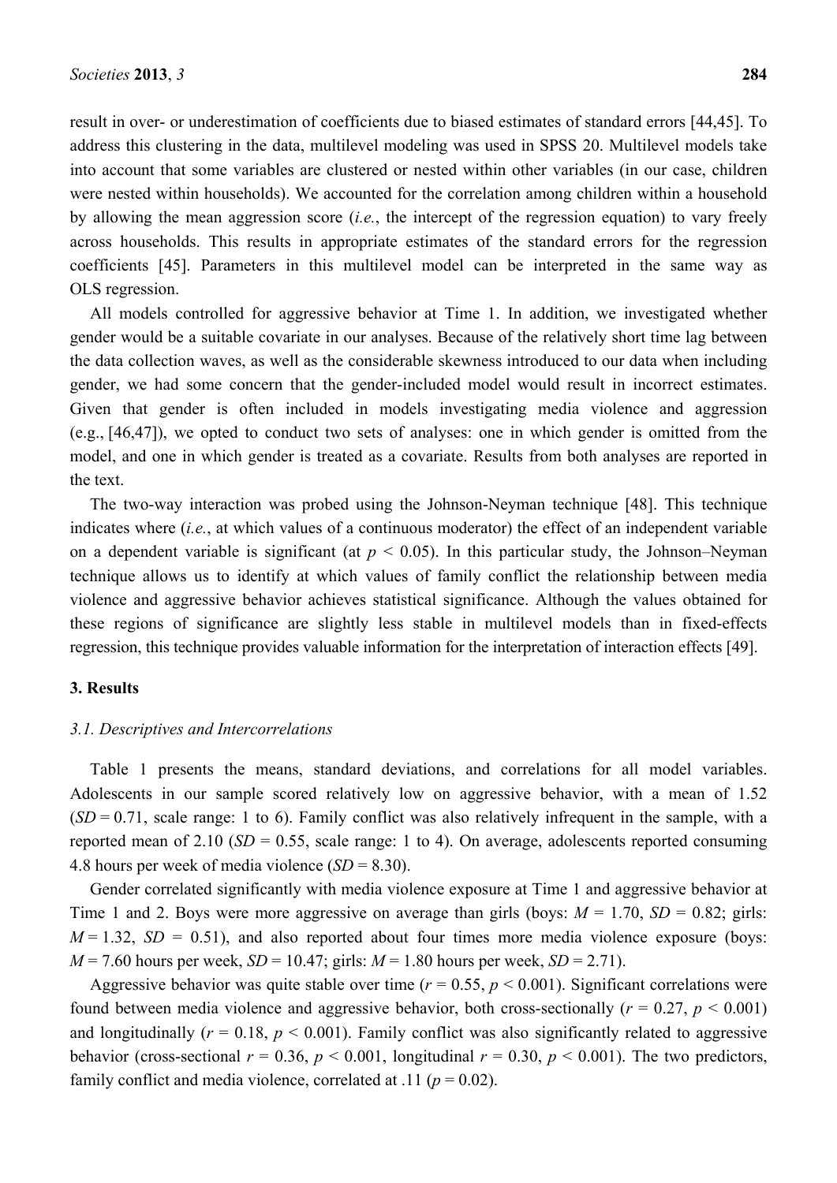result in over- or underestimation of coefficients due to biased estimates of standard errors [44,45]. To address this clustering in the data, multilevel modeling was used in SPSS 20. Multilevel models take into account that some variables are clustered or nested within other variables (in our case, children were nested within households). We accounted for the correlation among children within a household by allowing the mean aggression score (*i.e.*, the intercept of the regression equation) to vary freely across households. This results in appropriate estimates of the standard errors for the regression coefficients [45]. Parameters in this multilevel model can be interpreted in the same way as OLS regression.

All models controlled for aggressive behavior at Time 1. In addition, we investigated whether gender would be a suitable covariate in our analyses. Because of the relatively short time lag between the data collection waves, as well as the considerable skewness introduced to our data when including gender, we had some concern that the gender-included model would result in incorrect estimates. Given that gender is often included in models investigating media violence and aggression (e.g., [46,47]), we opted to conduct two sets of analyses: one in which gender is omitted from the model, and one in which gender is treated as a covariate. Results from both analyses are reported in the text.

The two-way interaction was probed using the Johnson-Neyman technique [48]. This technique indicates where (*i.e.*, at which values of a continuous moderator) the effect of an independent variable on a dependent variable is significant (at $p < 0.05$). In this particular study, the Johnson–Neyman technique allows us to identify at which values of family conflict the relationship between media violence and aggressive behavior achieves statistical significance. Although the values obtained for these regions of significance are slightly less stable in multilevel models than in fixed-effects regression, this technique provides valuable information for the interpretation of interaction effects [49].

## 3. Results

### *3.1. Descriptives and Intercorrelations*

Table 1 presents the means, standard deviations, and correlations for all model variables. Adolescents in our sample scored relatively low on aggressive behavior, with a mean of 1.52 ($SD = 0.71$, scale range: 1 to 6). Family conflict was also relatively infrequent in the sample, with a reported mean of 2.10 ($SD = 0.55$, scale range: 1 to 4). On average, adolescents reported consuming 4.8 hours per week of media violence ($SD = 8.30$).

Gender correlated significantly with media violence exposure at Time 1 and aggressive behavior at Time 1 and 2. Boys were more aggressive on average than girls (boys: $M = 1.70$, $SD = 0.82$; girls: $M = 1.32$, $SD = 0.51$), and also reported about four times more media violence exposure (boys: $M = 7.60$ hours per week, $SD = 10.47$; girls: $M = 1.80$ hours per week, $SD = 2.71$).

Aggressive behavior was quite stable over time ($r = 0.55$, $p < 0.001$). Significant correlations were found between media violence and aggressive behavior, both cross-sectionally ($r = 0.27$, $p < 0.001$) and longitudinally ($r = 0.18$, $p < 0.001$). Family conflict was also significantly related to aggressive behavior (cross-sectional $r = 0.36$, $p < 0.001$, longitudinal $r = 0.30$, $p < 0.001$). The two predictors, family conflict and media violence, correlated at .11 ($p = 0.02$).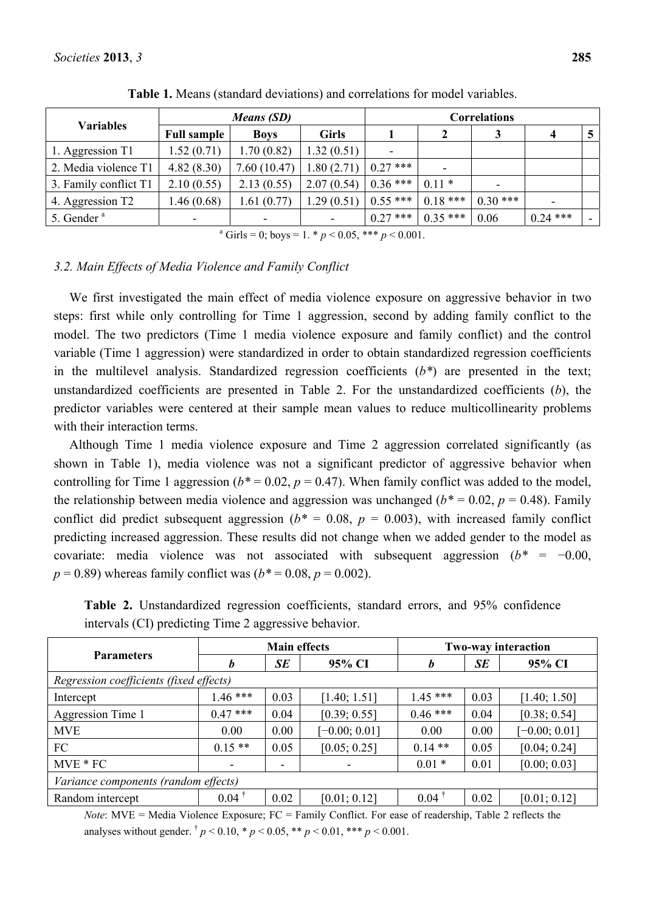**Table 1.** Means (standard deviations) and correlations for model variables.

| Variables | *Means (SD)* | | | Correlations | | | | |
|---|---|---|---|---|---|---|---|---|
| | Full sample | Boys | Girls | 1 | 2 | 3 | 4 | 5 |
| 1. Aggression T1 | 1.52 (0.71) | 1.70 (0.82) | 1.32 (0.51) | - | | | | |
| 2. Media violence T1 | 4.82 (8.30) | 7.60 (10.47) | 1.80 (2.71) | 0.27 *** | - | | | |
| 3. Family conflict T1 | 2.10 (0.55) | 2.13 (0.55) | 2.07 (0.54) | 0.36 *** | 0.11 * | - | | |
| 4. Aggression T2 | 1.46 (0.68) | 1.61 (0.77) | 1.29 (0.51) | 0.55 *** | 0.18 *** | 0.30 *** | - | |
| 5. Gender [a] | - | - | - | 0.27 *** | 0.35 *** | 0.06 | 0.24 *** | - |

[a] Girls = 0; boys = 1. * $p < 0.05$, *** $p < 0.001$.

### 3.2. Main Effects of Media Violence and Family Conflict

We first investigated the main effect of media violence exposure on aggressive behavior in two steps: first while only controlling for Time 1 aggression, second by adding family conflict to the model. The two predictors (Time 1 media violence exposure and family conflict) and the control variable (Time 1 aggression) were standardized in order to obtain standardized regression coefficients in the multilevel analysis. Standardized regression coefficients ($b^*$) are presented in the text; unstandardized coefficients are presented in Table 2. For the unstandardized coefficients ($b$), the predictor variables were centered at their sample mean values to reduce multicollinearity problems with their interaction terms.

Although Time 1 media violence exposure and Time 2 aggression correlated significantly (as shown in Table 1), media violence was not a significant predictor of aggressive behavior when controlling for Time 1 aggression ($b^* = 0.02$, $p = 0.47$). When family conflict was added to the model, the relationship between media violence and aggression was unchanged ($b^* = 0.02$, $p = 0.48$). Family conflict did predict subsequent aggression ($b^* = 0.08$, $p = 0.003$), with increased family conflict predicting increased aggression. These results did not change when we added gender to the model as covariate: media violence was not associated with subsequent aggression ($b^* = -0.00$, $p = 0.89$) whereas family conflict was ($b^* = 0.08$, $p = 0.002$).

**Table 2.** Unstandardized regression coefficients, standard errors, and 95% confidence intervals (CI) predicting Time 2 aggressive behavior.

| Parameters | Main effects | | | Two-way interaction | | |
|---|---|---|---|---|---|---|
| | *b* | *SE* | 95% CI | *b* | *SE* | 95% CI |
| *Regression coefficients (fixed effects)* | | | | | | |
| Intercept | 1.46 *** | 0.03 | [1.40; 1.51] | 1.45 *** | 0.03 | [1.40; 1.50] |
| Aggression Time 1 | 0.47 *** | 0.04 | [0.39; 0.55] | 0.46 *** | 0.04 | [0.38; 0.54] |
| MVE | 0.00 | 0.00 | [−0.00; 0.01] | 0.00 | 0.00 | [−0.00; 0.01] |
| FC | 0.15 ** | 0.05 | [0.05; 0.25] | 0.14 ** | 0.05 | [0.04; 0.24] |
| MVE * FC | - | - | - | 0.01 * | 0.01 | [0.00; 0.03] |
| *Variance components (random effects)* | | | | | | |
| Random intercept | 0.04 † | 0.02 | [0.01; 0.12] | 0.04 † | 0.02 | [0.01; 0.12] |

*Note*: MVE = Media Violence Exposure; FC = Family Conflict. For ease of readership, Table 2 reflects the analyses without gender. † $p < 0.10$, * $p < 0.05$, ** $p < 0.01$, *** $p < 0.001$.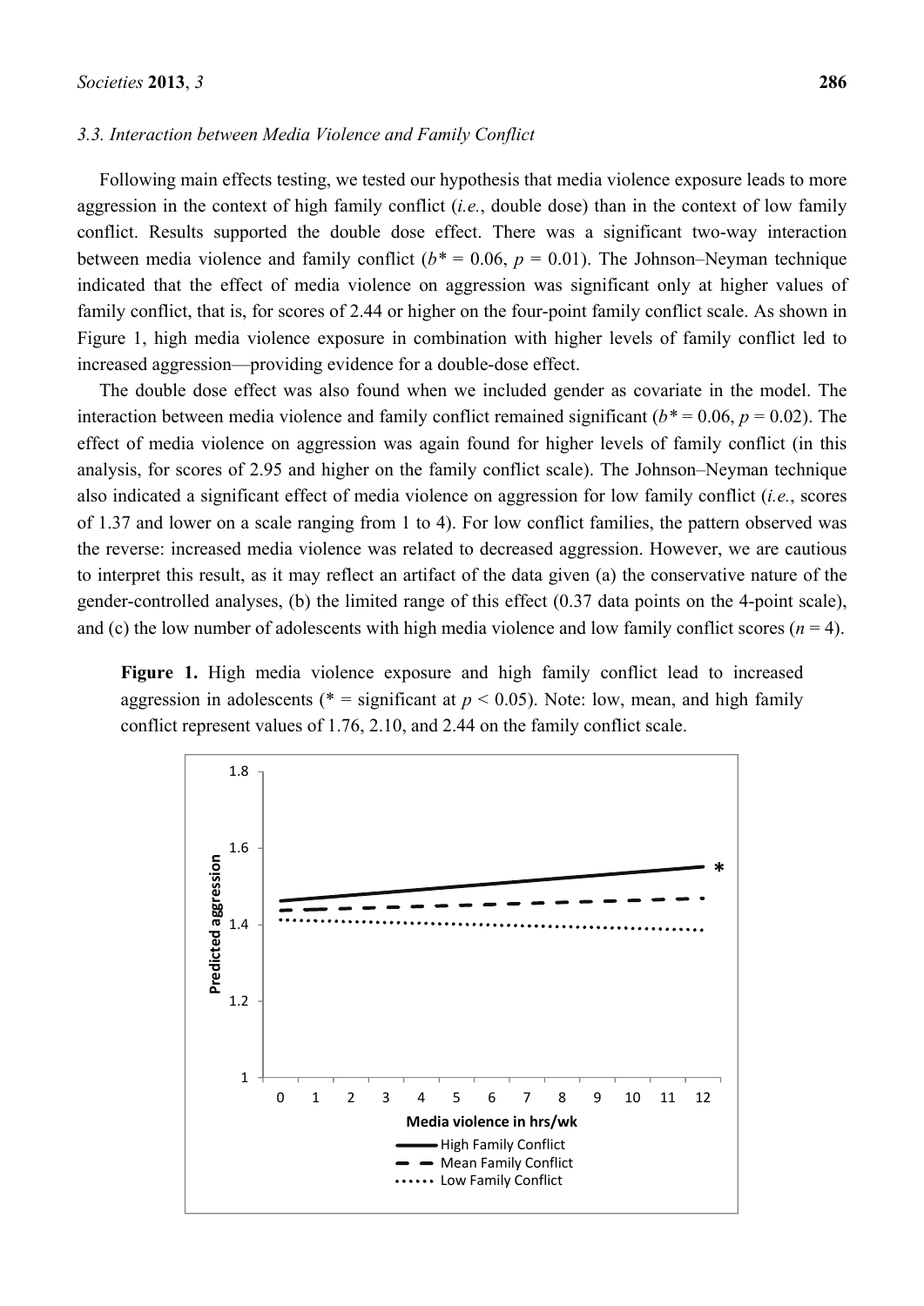### 3.3. Interaction between Media Violence and Family Conflict

Following main effects testing, we tested our hypothesis that media violence exposure leads to more aggression in the context of high family conflict (*i.e.*, double dose) than in the context of low family conflict. Results supported the double dose effect. There was a significant two-way interaction between media violence and family conflict ($b^* = 0.06$, $p = 0.01$). The Johnson–Neyman technique indicated that the effect of media violence on aggression was significant only at higher values of family conflict, that is, for scores of 2.44 or higher on the four-point family conflict scale. As shown in Figure 1, high media violence exposure in combination with higher levels of family conflict led to increased aggression—providing evidence for a double-dose effect.

The double dose effect was also found when we included gender as covariate in the model. The interaction between media violence and family conflict remained significant ($b^* = 0.06$, $p = 0.02$). The effect of media violence on aggression was again found for higher levels of family conflict (in this analysis, for scores of 2.95 and higher on the family conflict scale). The Johnson–Neyman technique also indicated a significant effect of media violence on aggression for low family conflict (*i.e.*, scores of 1.37 and lower on a scale ranging from 1 to 4). For low conflict families, the pattern observed was the reverse: increased media violence was related to decreased aggression. However, we are cautious to interpret this result, as it may reflect an artifact of the data given (a) the conservative nature of the gender-controlled analyses, (b) the limited range of this effect (0.37 data points on the 4-point scale), and (c) the low number of adolescents with high media violence and low family conflict scores ($n = 4$).

**Figure 1.** High media violence exposure and high family conflict lead to increased aggression in adolescents (* = significant at $p < 0.05$). Note: low, mean, and high family conflict represent values of 1.76, 2.10, and 2.44 on the family conflict scale.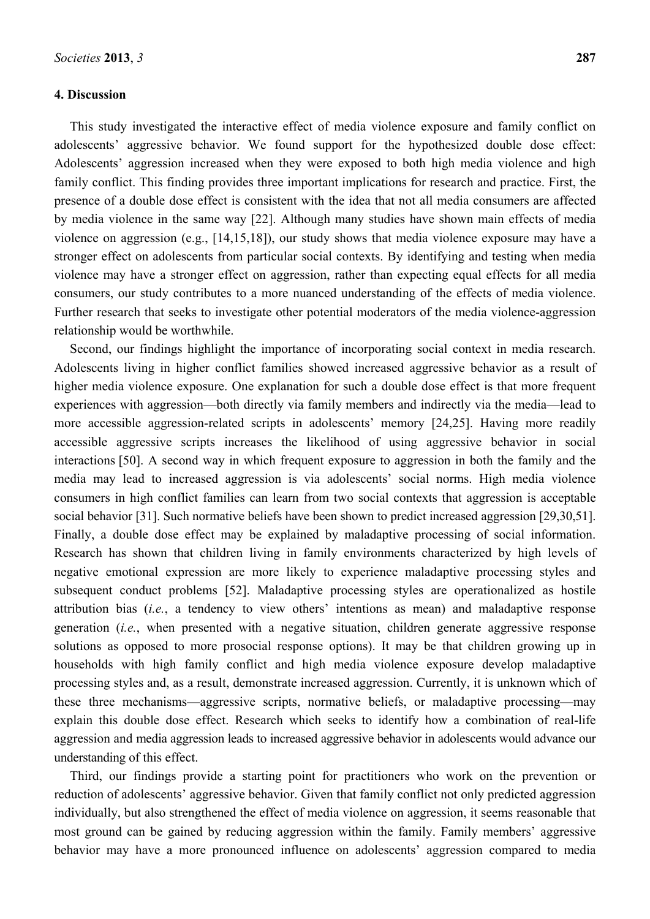## 4. Discussion

This study investigated the interactive effect of media violence exposure and family conflict on adolescents' aggressive behavior. We found support for the hypothesized double dose effect: Adolescents' aggression increased when they were exposed to both high media violence and high family conflict. This finding provides three important implications for research and practice. First, the presence of a double dose effect is consistent with the idea that not all media consumers are affected by media violence in the same way [22]. Although many studies have shown main effects of media violence on aggression (e.g., [14,15,18]), our study shows that media violence exposure may have a stronger effect on adolescents from particular social contexts. By identifying and testing when media violence may have a stronger effect on aggression, rather than expecting equal effects for all media consumers, our study contributes to a more nuanced understanding of the effects of media violence. Further research that seeks to investigate other potential moderators of the media violence-aggression relationship would be worthwhile.

Second, our findings highlight the importance of incorporating social context in media research. Adolescents living in higher conflict families showed increased aggressive behavior as a result of higher media violence exposure. One explanation for such a double dose effect is that more frequent experiences with aggression—both directly via family members and indirectly via the media—lead to more accessible aggression-related scripts in adolescents' memory [24,25]. Having more readily accessible aggressive scripts increases the likelihood of using aggressive behavior in social interactions [50]. A second way in which frequent exposure to aggression in both the family and the media may lead to increased aggression is via adolescents' social norms. High media violence consumers in high conflict families can learn from two social contexts that aggression is acceptable social behavior [31]. Such normative beliefs have been shown to predict increased aggression [29,30,51]. Finally, a double dose effect may be explained by maladaptive processing of social information. Research has shown that children living in family environments characterized by high levels of negative emotional expression are more likely to experience maladaptive processing styles and subsequent conduct problems [52]. Maladaptive processing styles are operationalized as hostile attribution bias (*i.e.*, a tendency to view others' intentions as mean) and maladaptive response generation (*i.e.*, when presented with a negative situation, children generate aggressive response solutions as opposed to more prosocial response options). It may be that children growing up in households with high family conflict and high media violence exposure develop maladaptive processing styles and, as a result, demonstrate increased aggression. Currently, it is unknown which of these three mechanisms—aggressive scripts, normative beliefs, or maladaptive processing—may explain this double dose effect. Research which seeks to identify how a combination of real-life aggression and media aggression leads to increased aggressive behavior in adolescents would advance our understanding of this effect.

Third, our findings provide a starting point for practitioners who work on the prevention or reduction of adolescents' aggressive behavior. Given that family conflict not only predicted aggression individually, but also strengthened the effect of media violence on aggression, it seems reasonable that most ground can be gained by reducing aggression within the family. Family members' aggressive behavior may have a more pronounced influence on adolescents' aggression compared to media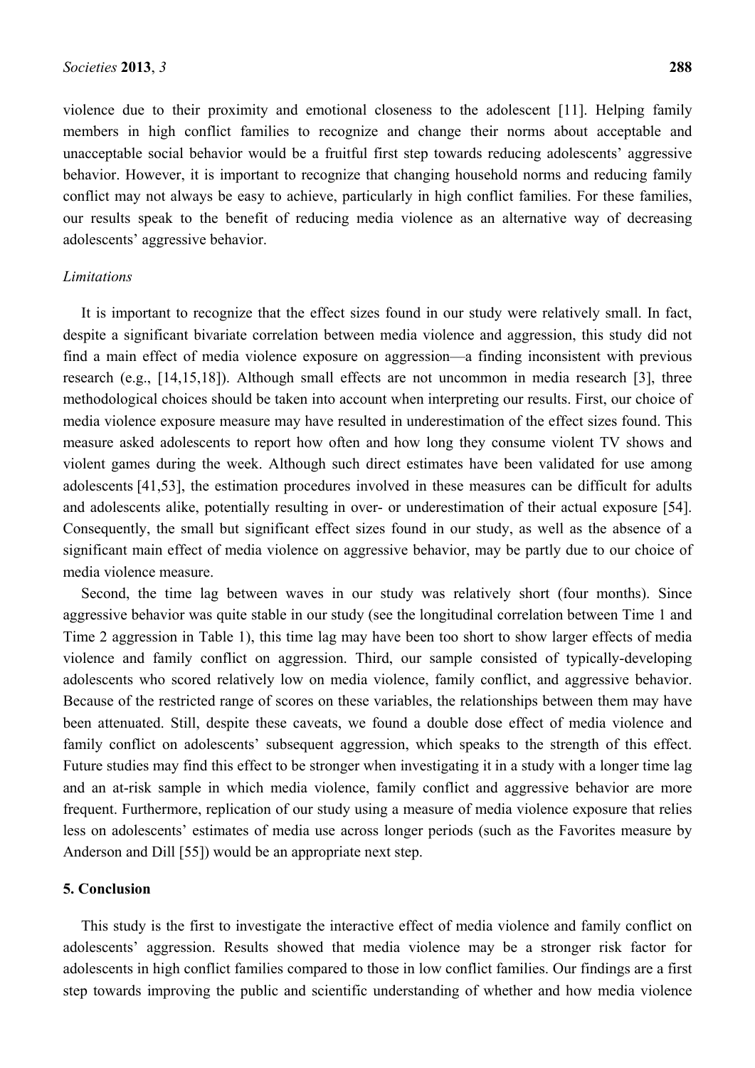violence due to their proximity and emotional closeness to the adolescent [11]. Helping family members in high conflict families to recognize and change their norms about acceptable and unacceptable social behavior would be a fruitful first step towards reducing adolescents' aggressive behavior. However, it is important to recognize that changing household norms and reducing family conflict may not always be easy to achieve, particularly in high conflict families. For these families, our results speak to the benefit of reducing media violence as an alternative way of decreasing adolescents' aggressive behavior.

*Limitations*

It is important to recognize that the effect sizes found in our study were relatively small. In fact, despite a significant bivariate correlation between media violence and aggression, this study did not find a main effect of media violence exposure on aggression—a finding inconsistent with previous research (e.g., [14,15,18]). Although small effects are not uncommon in media research [3], three methodological choices should be taken into account when interpreting our results. First, our choice of media violence exposure measure may have resulted in underestimation of the effect sizes found. This measure asked adolescents to report how often and how long they consume violent TV shows and violent games during the week. Although such direct estimates have been validated for use among adolescents [41,53], the estimation procedures involved in these measures can be difficult for adults and adolescents alike, potentially resulting in over- or underestimation of their actual exposure [54]. Consequently, the small but significant effect sizes found in our study, as well as the absence of a significant main effect of media violence on aggressive behavior, may be partly due to our choice of media violence measure.

Second, the time lag between waves in our study was relatively short (four months). Since aggressive behavior was quite stable in our study (see the longitudinal correlation between Time 1 and Time 2 aggression in Table 1), this time lag may have been too short to show larger effects of media violence and family conflict on aggression. Third, our sample consisted of typically-developing adolescents who scored relatively low on media violence, family conflict, and aggressive behavior. Because of the restricted range of scores on these variables, the relationships between them may have been attenuated. Still, despite these caveats, we found a double dose effect of media violence and family conflict on adolescents' subsequent aggression, which speaks to the strength of this effect. Future studies may find this effect to be stronger when investigating it in a study with a longer time lag and an at-risk sample in which media violence, family conflict and aggressive behavior are more frequent. Furthermore, replication of our study using a measure of media violence exposure that relies less on adolescents' estimates of media use across longer periods (such as the Favorites measure by Anderson and Dill [55]) would be an appropriate next step.

## 5. Conclusion

This study is the first to investigate the interactive effect of media violence and family conflict on adolescents' aggression. Results showed that media violence may be a stronger risk factor for adolescents in high conflict families compared to those in low conflict families. Our findings are a first step towards improving the public and scientific understanding of whether and how media violence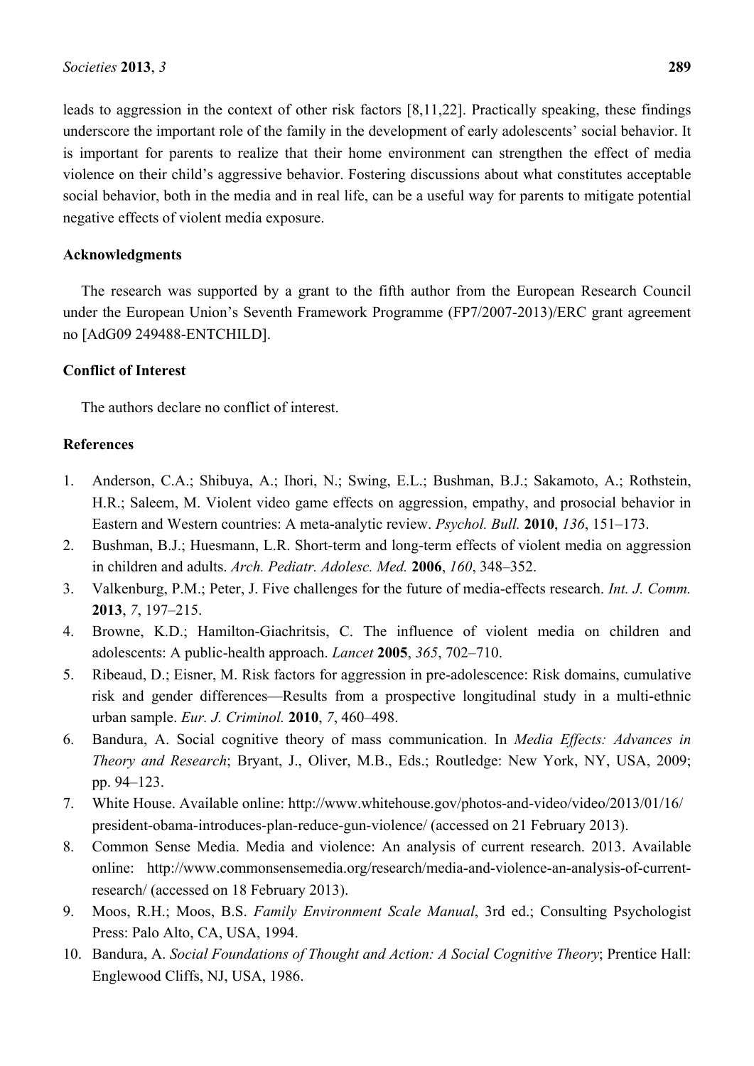leads to aggression in the context of other risk factors [8,11,22]. Practically speaking, these findings underscore the important role of the family in the development of early adolescents' social behavior. It is important for parents to realize that their home environment can strengthen the effect of media violence on their child's aggressive behavior. Fostering discussions about what constitutes acceptable social behavior, both in the media and in real life, can be a useful way for parents to mitigate potential negative effects of violent media exposure.

## Acknowledgments

The research was supported by a grant to the fifth author from the European Research Council under the European Union's Seventh Framework Programme (FP7/2007-2013)/ERC grant agreement no [AdG09 249488-ENTCHILD].

## Conflict of Interest

The authors declare no conflict of interest.

## References

1. Anderson, C.A.; Shibuya, A.; Ihori, N.; Swing, E.L.; Bushman, B.J.; Sakamoto, A.; Rothstein, H.R.; Saleem, M. Violent video game effects on aggression, empathy, and prosocial behavior in Eastern and Western countries: A meta-analytic review. *Psychol. Bull.* **2010**, *136*, 151–173.
2. Bushman, B.J.; Huesmann, L.R. Short-term and long-term effects of violent media on aggression in children and adults. *Arch. Pediatr. Adolesc. Med.* **2006**, *160*, 348–352.
3. Valkenburg, P.M.; Peter, J. Five challenges for the future of media-effects research. *Int. J. Comm.* **2013**, *7*, 197–215.
4. Browne, K.D.; Hamilton-Giachritsis, C. The influence of violent media on children and adolescents: A public-health approach. *Lancet* **2005**, *365*, 702–710.
5. Ribeaud, D.; Eisner, M. Risk factors for aggression in pre-adolescence: Risk domains, cumulative risk and gender differences—Results from a prospective longitudinal study in a multi-ethnic urban sample. *Eur. J. Criminol.* **2010**, *7*, 460–498.
6. Bandura, A. Social cognitive theory of mass communication. In *Media Effects: Advances in Theory and Research*; Bryant, J., Oliver, M.B., Eds.; Routledge: New York, NY, USA, 2009; pp. 94–123.
7. White House. Available online: http://www.whitehouse.gov/photos-and-video/video/2013/01/16/president-obama-introduces-plan-reduce-gun-violence/ (accessed on 21 February 2013).
8. Common Sense Media. Media and violence: An analysis of current research. 2013. Available online: http://www.commonsensemedia.org/research/media-and-violence-an-analysis-of-current-research/ (accessed on 18 February 2013).
9. Moos, R.H.; Moos, B.S. *Family Environment Scale Manual*, 3rd ed.; Consulting Psychologist Press: Palo Alto, CA, USA, 1994.
10. Bandura, A. *Social Foundations of Thought and Action: A Social Cognitive Theory*; Prentice Hall: Englewood Cliffs, NJ, USA, 1986.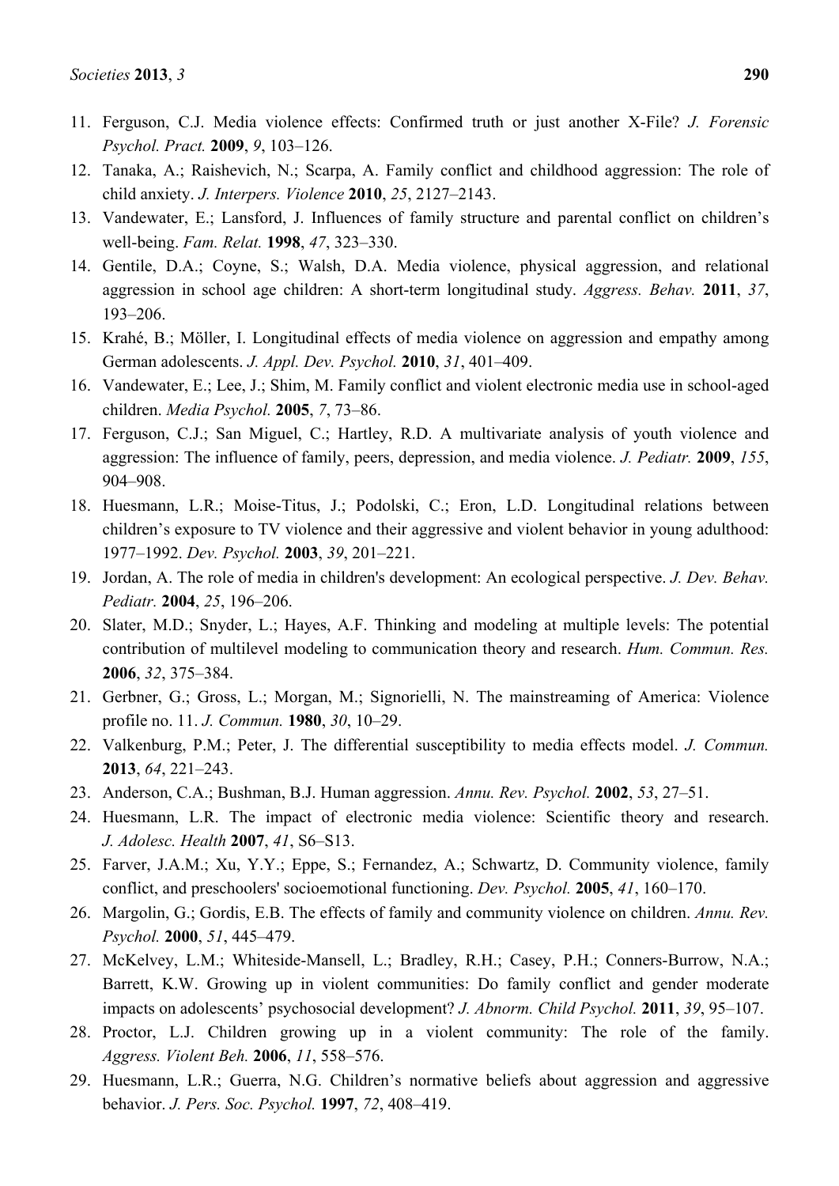11. Ferguson, C.J. Media violence effects: Confirmed truth or just another X-File? *J. Forensic Psychol. Pract.* **2009**, *9*, 103–126.
12. Tanaka, A.; Raishevich, N.; Scarpa, A. Family conflict and childhood aggression: The role of child anxiety. *J. Interpers. Violence* **2010**, *25*, 2127–2143.
13. Vandewater, E.; Lansford, J. Influences of family structure and parental conflict on children's well-being. *Fam. Relat.* **1998**, *47*, 323–330.
14. Gentile, D.A.; Coyne, S.; Walsh, D.A. Media violence, physical aggression, and relational aggression in school age children: A short-term longitudinal study. *Aggress. Behav.* **2011**, *37*, 193–206.
15. Krahé, B.; Möller, I. Longitudinal effects of media violence on aggression and empathy among German adolescents. *J. Appl. Dev. Psychol.* **2010**, *31*, 401–409.
16. Vandewater, E.; Lee, J.; Shim, M. Family conflict and violent electronic media use in school-aged children. *Media Psychol.* **2005**, *7*, 73–86.
17. Ferguson, C.J.; San Miguel, C.; Hartley, R.D. A multivariate analysis of youth violence and aggression: The influence of family, peers, depression, and media violence. *J. Pediatr.* **2009**, *155*, 904–908.
18. Huesmann, L.R.; Moise-Titus, J.; Podolski, C.; Eron, L.D. Longitudinal relations between children's exposure to TV violence and their aggressive and violent behavior in young adulthood: 1977–1992. *Dev. Psychol.* **2003**, *39*, 201–221.
19. Jordan, A. The role of media in children's development: An ecological perspective. *J. Dev. Behav. Pediatr.* **2004**, *25*, 196–206.
20. Slater, M.D.; Snyder, L.; Hayes, A.F. Thinking and modeling at multiple levels: The potential contribution of multilevel modeling to communication theory and research. *Hum. Commun. Res.* **2006**, *32*, 375–384.
21. Gerbner, G.; Gross, L.; Morgan, M.; Signorielli, N. The mainstreaming of America: Violence profile no. 11. *J. Commun.* **1980**, *30*, 10–29.
22. Valkenburg, P.M.; Peter, J. The differential susceptibility to media effects model. *J. Commun.* **2013**, *64*, 221–243.
23. Anderson, C.A.; Bushman, B.J. Human aggression. *Annu. Rev. Psychol.* **2002**, *53*, 27–51.
24. Huesmann, L.R. The impact of electronic media violence: Scientific theory and research. *J. Adolesc. Health* **2007**, *41*, S6–S13.
25. Farver, J.A.M.; Xu, Y.Y.; Eppe, S.; Fernandez, A.; Schwartz, D. Community violence, family conflict, and preschoolers' socioemotional functioning. *Dev. Psychol.* **2005**, *41*, 160–170.
26. Margolin, G.; Gordis, E.B. The effects of family and community violence on children. *Annu. Rev. Psychol.* **2000**, *51*, 445–479.
27. McKelvey, L.M.; Whiteside-Mansell, L.; Bradley, R.H.; Casey, P.H.; Conners-Burrow, N.A.; Barrett, K.W. Growing up in violent communities: Do family conflict and gender moderate impacts on adolescents' psychosocial development? *J. Abnorm. Child Psychol.* **2011**, *39*, 95–107.
28. Proctor, L.J. Children growing up in a violent community: The role of the family. *Aggress. Violent Beh.* **2006**, *11*, 558–576.
29. Huesmann, L.R.; Guerra, N.G. Children's normative beliefs about aggression and aggressive behavior. *J. Pers. Soc. Psychol.* **1997**, *72*, 408–419.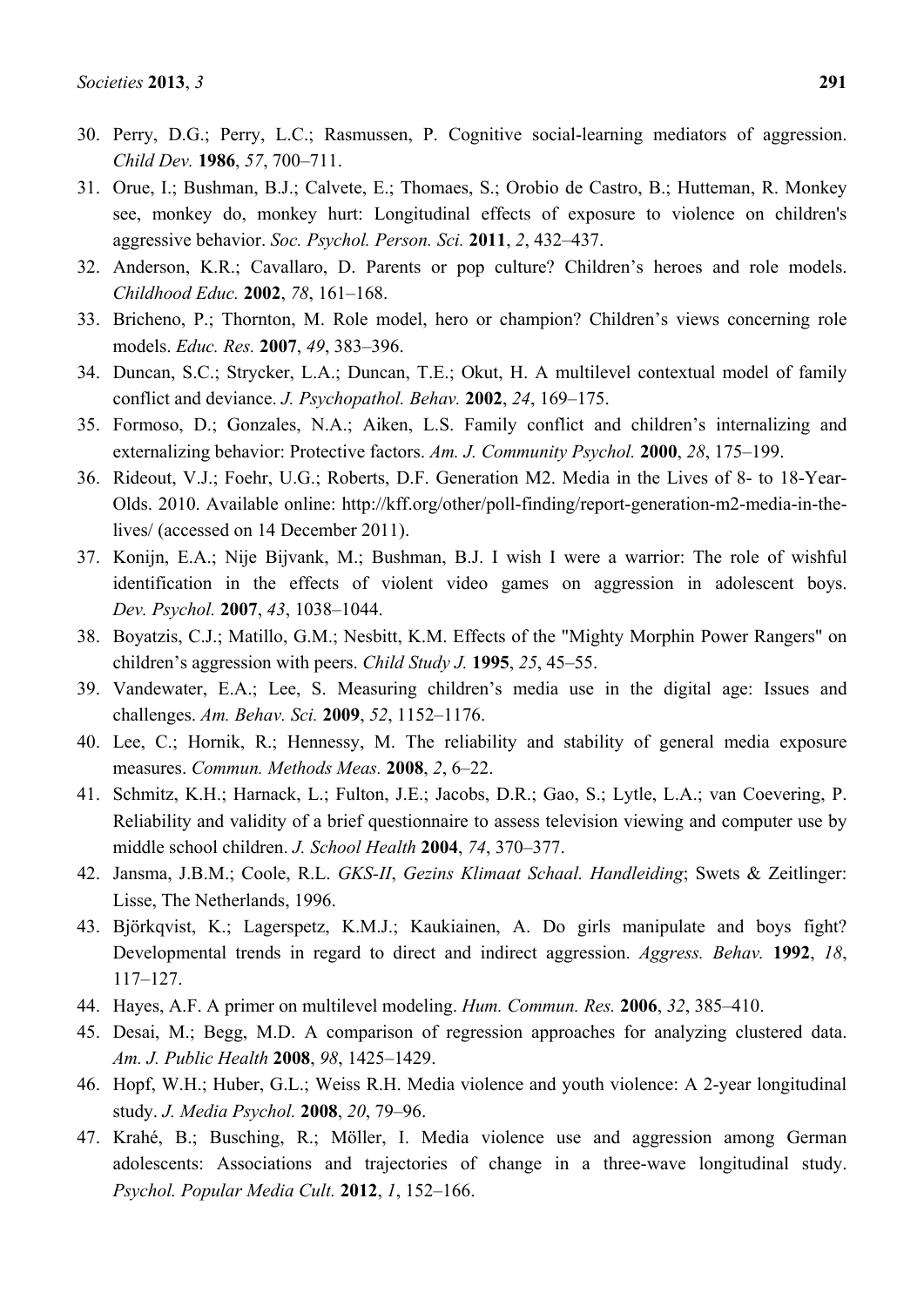30. Perry, D.G.; Perry, L.C.; Rasmussen, P. Cognitive social-learning mediators of aggression. *Child Dev.* **1986**, *57*, 700–711.
31. Orue, I.; Bushman, B.J.; Calvete, E.; Thomaes, S.; Orobio de Castro, B.; Hutteman, R. Monkey see, monkey do, monkey hurt: Longitudinal effects of exposure to violence on children's aggressive behavior. *Soc. Psychol. Person. Sci.* **2011**, *2*, 432–437.
32. Anderson, K.R.; Cavallaro, D. Parents or pop culture? Children's heroes and role models. *Childhood Educ.* **2002**, *78*, 161–168.
33. Bricheno, P.; Thornton, M. Role model, hero or champion? Children's views concerning role models. *Educ. Res.* **2007**, *49*, 383–396.
34. Duncan, S.C.; Strycker, L.A.; Duncan, T.E.; Okut, H. A multilevel contextual model of family conflict and deviance. *J. Psychopathol. Behav.* **2002**, *24*, 169–175.
35. Formoso, D.; Gonzales, N.A.; Aiken, L.S. Family conflict and children's internalizing and externalizing behavior: Protective factors. *Am. J. Community Psychol.* **2000**, *28*, 175–199.
36. Rideout, V.J.; Foehr, U.G.; Roberts, D.F. Generation M2. Media in the Lives of 8- to 18-Year-Olds. 2010. Available online: http://kff.org/other/poll-finding/report-generation-m2-media-in-the-lives/ (accessed on 14 December 2011).
37. Konijn, E.A.; Nije Bijvank, M.; Bushman, B.J. I wish I were a warrior: The role of wishful identification in the effects of violent video games on aggression in adolescent boys. *Dev. Psychol.* **2007**, *43*, 1038–1044.
38. Boyatzis, C.J.; Matillo, G.M.; Nesbitt, K.M. Effects of the "Mighty Morphin Power Rangers" on children's aggression with peers. *Child Study J.* **1995**, *25*, 45–55.
39. Vandewater, E.A.; Lee, S. Measuring children's media use in the digital age: Issues and challenges. *Am. Behav. Sci.* **2009**, *52*, 1152–1176.
40. Lee, C.; Hornik, R.; Hennessy, M. The reliability and stability of general media exposure measures. *Commun. Methods Meas.* **2008**, *2*, 6–22.
41. Schmitz, K.H.; Harnack, L.; Fulton, J.E.; Jacobs, D.R.; Gao, S.; Lytle, L.A.; van Coevering, P. Reliability and validity of a brief questionnaire to assess television viewing and computer use by middle school children. *J. School Health* **2004**, *74*, 370–377.
42. Jansma, J.B.M.; Coole, R.L. *GKS-II*, *Gezins Klimaat Schaal. Handleiding*; Swets & Zeitlinger: Lisse, The Netherlands, 1996.
43. Björkqvist, K.; Lagerspetz, K.M.J.; Kaukiainen, A. Do girls manipulate and boys fight? Developmental trends in regard to direct and indirect aggression. *Aggress. Behav.* **1992**, *18*, 117–127.
44. Hayes, A.F. A primer on multilevel modeling. *Hum. Commun. Res.* **2006**, *32*, 385–410.
45. Desai, M.; Begg, M.D. A comparison of regression approaches for analyzing clustered data. *Am. J. Public Health* **2008**, *98*, 1425–1429.
46. Hopf, W.H.; Huber, G.L.; Weiss R.H. Media violence and youth violence: A 2-year longitudinal study. *J. Media Psychol.* **2008**, *20*, 79–96.
47. Krahé, B.; Busching, R.; Möller, I. Media violence use and aggression among German adolescents: Associations and trajectories of change in a three-wave longitudinal study. *Psychol. Popular Media Cult.* **2012**, *1*, 152–166.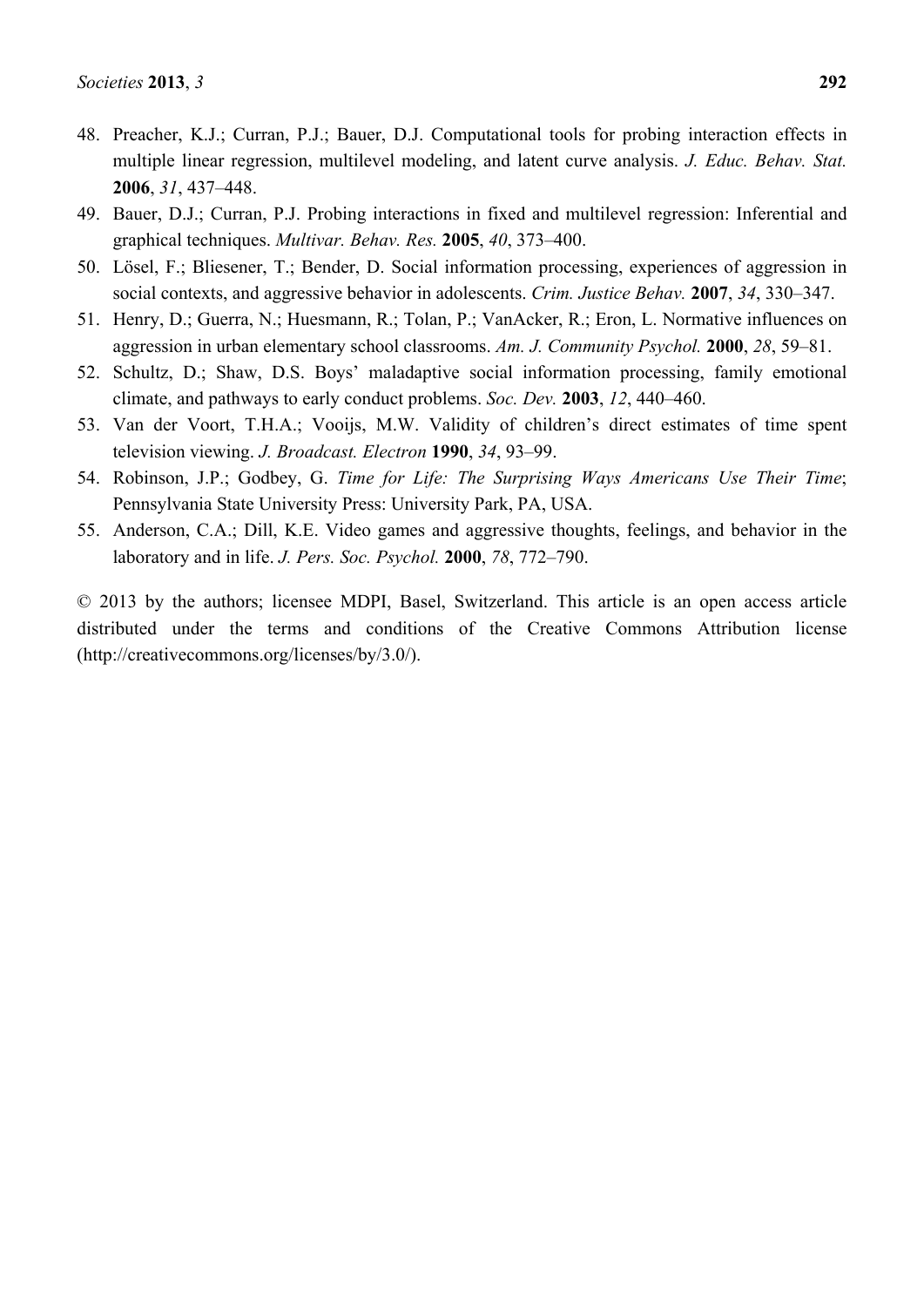48. Preacher, K.J.; Curran, P.J.; Bauer, D.J. Computational tools for probing interaction effects in multiple linear regression, multilevel modeling, and latent curve analysis. *J. Educ. Behav. Stat.* **2006**, *31*, 437–448.
49. Bauer, D.J.; Curran, P.J. Probing interactions in fixed and multilevel regression: Inferential and graphical techniques. *Multivar. Behav. Res.* **2005**, *40*, 373–400.
50. Lösel, F.; Bliesener, T.; Bender, D. Social information processing, experiences of aggression in social contexts, and aggressive behavior in adolescents. *Crim. Justice Behav.* **2007**, *34*, 330–347.
51. Henry, D.; Guerra, N.; Huesmann, R.; Tolan, P.; VanAcker, R.; Eron, L. Normative influences on aggression in urban elementary school classrooms. *Am. J. Community Psychol.* **2000**, *28*, 59–81.
52. Schultz, D.; Shaw, D.S. Boys' maladaptive social information processing, family emotional climate, and pathways to early conduct problems. *Soc. Dev.* **2003**, *12*, 440–460.
53. Van der Voort, T.H.A.; Vooijs, M.W. Validity of children's direct estimates of time spent television viewing. *J. Broadcast. Electron* **1990**, *34*, 93–99.
54. Robinson, J.P.; Godbey, G. *Time for Life: The Surprising Ways Americans Use Their Time*; Pennsylvania State University Press: University Park, PA, USA.
55. Anderson, C.A.; Dill, K.E. Video games and aggressive thoughts, feelings, and behavior in the laboratory and in life. *J. Pers. Soc. Psychol.* **2000**, *78*, 772–790.

© 2013 by the authors; licensee MDPI, Basel, Switzerland. This article is an open access article distributed under the terms and conditions of the Creative Commons Attribution license (http://creativecommons.org/licenses/by/3.0/).